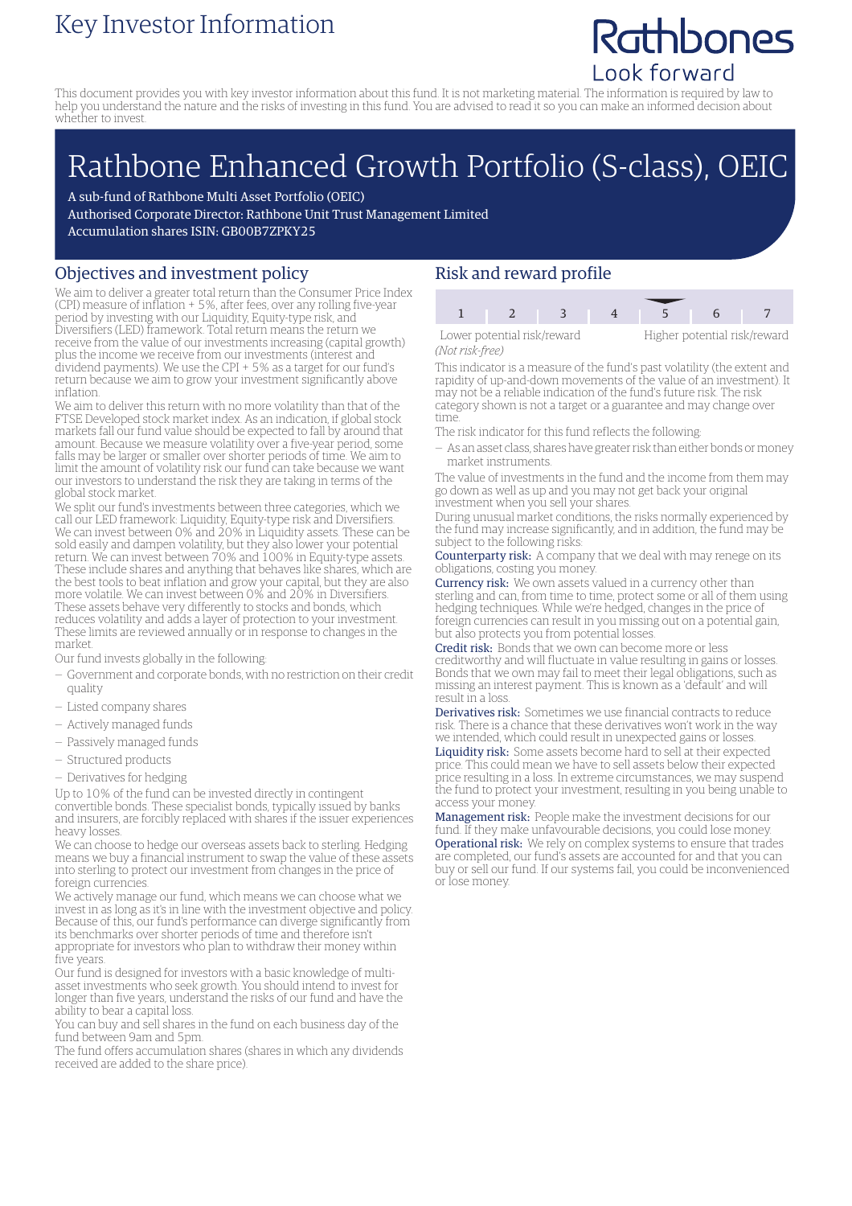# Key Investor Information

Rathbones
Look forward

This document provides you with key investor information about this fund. It is not marketing material. The information is required by law to help you understand the nature and the risks of investing in this fund. You are advised to read it so you can make an informed decision about whether to invest.

# Rathbone Enhanced Growth Portfolio (S-class), OEIC

A sub-fund of Rathbone Multi Asset Portfolio (OEIC)
Authorised Corporate Director: Rathbone Unit Trust Management Limited
Accumulation shares ISIN: GB00B7ZPKY25

## Objectives and investment policy

We aim to deliver a greater total return than the Consumer Price Index (CPI) measure of inflation + 5%, after fees, over any rolling five-year period by investing with our Liquidity, Equity-type risk, and Diversifiers (LED) framework. Total return means the return we receive from the value of our investments increasing (capital growth) plus the income we receive from our investments (interest and dividend payments). We use the CPI + 5% as a target for our fund's return because we aim to grow your investment significantly above inflation.

We aim to deliver this return with no more volatility than that of the FTSE Developed stock market index. As an indication, if global stock markets fall our fund value should be expected to fall by around that amount. Because we measure volatility over a five-year period, some falls may be larger or smaller over shorter periods of time. We aim to limit the amount of volatility risk our fund can take because we want our investors to understand the risk they are taking in terms of the global stock market.

We split our fund's investments between three categories, which we call our LED framework: Liquidity, Equity-type risk and Diversifiers. We can invest between 0% and 20% in Liquidity assets. These can be sold easily and dampen volatility, but they also lower your potential return. We can invest between 70% and 100% in Equity-type assets. These include shares and anything that behaves like shares, which are the best tools to beat inflation and grow your capital, but they are also more volatile. We can invest between 0% and 20% in Diversifiers. These assets behave very differently to stocks and bonds, which reduces volatility and adds a layer of protection to your investment. These limits are reviewed annually or in response to changes in the market.

Our fund invests globally in the following:

- Government and corporate bonds, with no restriction on their credit quality
- Listed company shares
- Actively managed funds
- Passively managed funds
- Structured products
- Derivatives for hedging

Up to 10% of the fund can be invested directly in contingent convertible bonds. These specialist bonds, typically issued by banks and insurers, are forcibly replaced with shares if the issuer experiences heavy losses.

We can choose to hedge our overseas assets back to sterling. Hedging means we buy a financial instrument to swap the value of these assets into sterling to protect our investment from changes in the price of foreign currencies.

We actively manage our fund, which means we can choose what we invest in as long as it's in line with the investment objective and policy. Because of this, our fund's performance can diverge significantly from its benchmarks over shorter periods of time and therefore isn't appropriate for investors who plan to withdraw their money within five years.

Our fund is designed for investors with a basic knowledge of multi-asset investments who seek growth. You should intend to invest for longer than five years, understand the risks of our fund and have the ability to bear a capital loss.

You can buy and sell shares in the fund on each business day of the fund between 9am and 5pm.

The fund offers accumulation shares (shares in which any dividends received are added to the share price).

## Risk and reward profile

| 1 | 2 | 3 | 4 | **5** | 6 | 7 |
|---|---|---|---|---|---|---|

Lower potential risk/reward — Higher potential risk/reward

*(Not risk-free)*

This indicator is a measure of the fund's past volatility (the extent and rapidity of up-and-down movements of the value of an investment). It may not be a reliable indication of the fund's future risk. The risk category shown is not a target or a guarantee and may change over time.

The risk indicator for this fund reflects the following:

- As an asset class, shares have greater risk than either bonds or money market instruments.

The value of investments in the fund and the income from them may go down as well as up and you may not get back your original investment when you sell your shares.

During unusual market conditions, the risks normally experienced by the fund may increase significantly, and in addition, the fund may be subject to the following risks:

**Counterparty risk:** A company that we deal with may renege on its obligations, costing you money.

**Currency risk:** We own assets valued in a currency other than sterling and can, from time to time, protect some or all of them using hedging techniques. While we're hedged, changes in the price of foreign currencies can result in you missing out on a potential gain, but also protects you from potential losses.

**Credit risk:** Bonds that we own can become more or less creditworthy and will fluctuate in value resulting in gains or losses. Bonds that we own may fail to meet their legal obligations, such as missing an interest payment. This is known as a 'default' and will result in a loss.

**Derivatives risk:** Sometimes we use financial contracts to reduce risk. There is a chance that these derivatives won't work in the way we intended, which could result in unexpected gains or losses.

**Liquidity risk:** Some assets become hard to sell at their expected price. This could mean we have to sell assets below their expected price resulting in a loss. In extreme circumstances, we may suspend the fund to protect your investment, resulting in you being unable to access your money.

**Management risk:** People make the investment decisions for our fund. If they make unfavourable decisions, you could lose money.

**Operational risk:** We rely on complex systems to ensure that trades are completed, our fund's assets are accounted for and that you can buy or sell our fund. If our systems fail, you could be inconvenienced or lose money.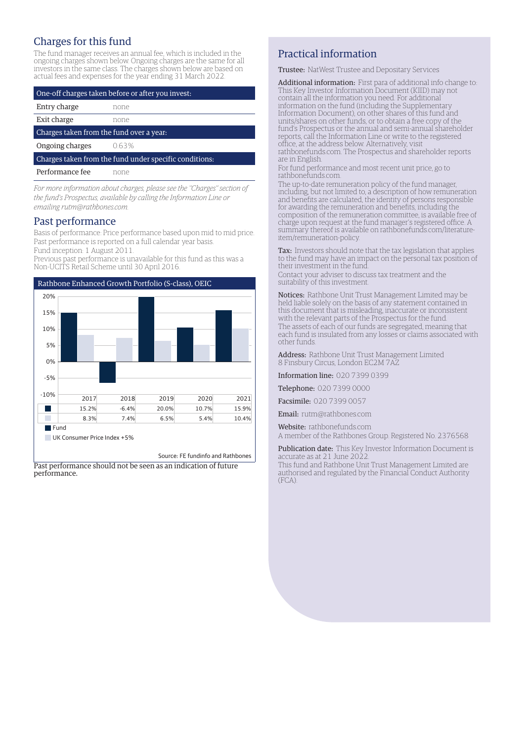## Charges for this fund

The fund manager receives an annual fee, which is included in the ongoing charges shown below. Ongoing charges are the same for all investors in the same class. The charges shown below are based on actual fees and expenses for the year ending 31 March 2022.

| One-off charges taken before or after you invest: | |
|---|---|
| Entry charge | none |
| Exit charge | none |
| **Charges taken from the fund over a year:** | |
| Ongoing charges | 0.63% |
| **Charges taken from the fund under specific conditions:** | |
| Performance fee | none |

*For more information about charges, please see the "Charges" section of the fund's Prospectus, available by calling the Information Line or emailing rutm@rathbones.com.*

## Past performance

Basis of performance: Price performance based upon mid to mid price.
Past performance is reported on a full calendar year basis.
Fund inception: 1 August 2011.
Previous past performance is unavailable for this fund as this was a Non-UCITS Retail Scheme until 30 April 2016.

Rathbone Enhanced Growth Portfolio (S-class), OEIC

20%
15%
10%
5%
0%
-5%
-10%

2017 2018 2019 2020 2021
Fund: 15.2% -6.4% 20.0% 10.7% 15.9%
UK Consumer Price Index +5%: 8.3% 7.4% 6.5% 5.4% 10.4%

Fund
UK Consumer Price Index +5%

Source: FE fundinfo and Rathbones

Past performance should not be seen as an indication of future performance.

## Practical information

**Trustee:** NatWest Trustee and Depositary Services

**Additional information:** First para of additional info change to: This Key Investor Information Document (KIID) may not contain all the information you need. For additional information on the fund (including the Supplementary Information Document), on other shares of this fund and units/shares on other funds, or to obtain a free copy of the fund's Prospectus or the annual and semi-annual shareholder reports, call the Information Line or write to the registered office, at the address below. Alternatively, visit rathbonefunds.com. The Prospectus and shareholder reports are in English.

For fund performance and most recent unit price, go to rathbonefunds.com.

The up-to-date remuneration policy of the fund manager, including, but not limited to, a description of how remuneration and benefits are calculated, the identity of persons responsible for awarding the remuneration and benefits, including the composition of the remuneration committee, is available free of charge upon request at the fund manager's registered office. A summary thereof is available on rathbonefunds.com/literature-item/remuneration-policy.

**Tax:** Investors should note that the tax legislation that applies to the fund may have an impact on the personal tax position of their investment in the fund.

Contact your adviser to discuss tax treatment and the suitability of this investment.

**Notices:** Rathbone Unit Trust Management Limited may be held liable solely on the basis of any statement contained in this document that is misleading, inaccurate or inconsistent with the relevant parts of the Prospectus for the fund.

The assets of each of our funds are segregated, meaning that each fund is insulated from any losses or claims associated with other funds.

**Address:** Rathbone Unit Trust Management Limited
8 Finsbury Circus, London EC2M 7AZ

**Information line:** 020 7399 0399

**Telephone:** 020 7399 0000

**Facsimile:** 020 7399 0057

**Email:** rutm@rathbones.com

**Website:** rathbonefunds.com
A member of the Rathbones Group. Registered No. 2376568

**Publication date:** This Key Investor Information Document is accurate as at 21 June 2022.

This fund and Rathbone Unit Trust Management Limited are authorised and regulated by the Financial Conduct Authority (FCA).